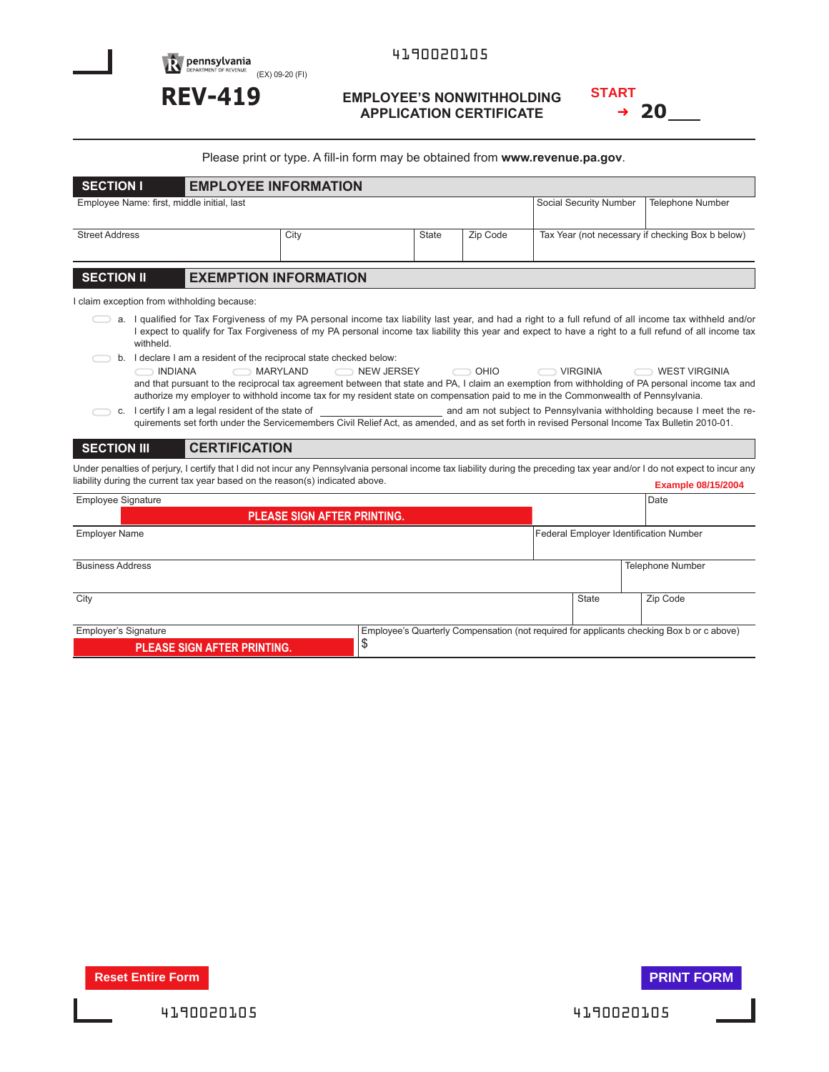4190020105

pennsylvania
DEPARTMENT OF REVENUE

(EX) 09-20 (FI)

# REV-419

## EMPLOYEE'S NONWITHHOLDING APPLICATION CERTIFICATE

START → 20___

Please print or type. A fill-in form may be obtained from **www.revenue.pa.gov**.

## SECTION I EMPLOYEE INFORMATION

| Employee Name: first, middle initial, last | | | | Social Security Number | Telephone Number |
|---|---|---|---|---|---|
| Street Address | City | State | Zip Code | Tax Year (not necessary if checking Box b below) | |

## SECTION II EXEMPTION INFORMATION

I claim exception from withholding because:

- a. I qualified for Tax Forgiveness of my PA personal income tax liability last year, and had a right to a full refund of all income tax withheld and/or I expect to qualify for Tax Forgiveness of my PA personal income tax liability this year and expect to have a right to a full refund of all income tax withheld.
- b. I declare I am a resident of the reciprocal state checked below:
  - INDIANA
  - MARYLAND
  - NEW JERSEY
  - OHIO
  - VIRGINIA
  - WEST VIRGINIA

  and that pursuant to the reciprocal tax agreement between that state and PA, I claim an exemption from withholding of PA personal income tax and authorize my employer to withhold income tax for my resident state on compensation paid to me in the Commonwealth of Pennsylvania.
- c. I certify I am a legal resident of the state of ____________________ and am not subject to Pennsylvania withholding because I meet the requirements set forth under the Servicemembers Civil Relief Act, as amended, and as set forth in revised Personal Income Tax Bulletin 2010-01.

## SECTION III CERTIFICATION

Under penalties of perjury, I certify that I did not incur any Pennsylvania personal income tax liability during the preceding tax year and/or I do not expect to incur any liability during the current tax year based on the reason(s) indicated above.

| Employee Signature | | | Date |
|---|---|---|---|
| PLEASE SIGN AFTER PRINTING. | | | Example 08/15/2004 |
| Employer Name | | Federal Employer Identification Number | |
| Business Address | | | Telephone Number |
| City | | State | Zip Code |
| Employer's Signature | Employee's Quarterly Compensation (not required for applicants checking Box b or c above) | | |
| PLEASE SIGN AFTER PRINTING. | $ | | |

Reset Entire Form

PRINT FORM

4190020105

4190020105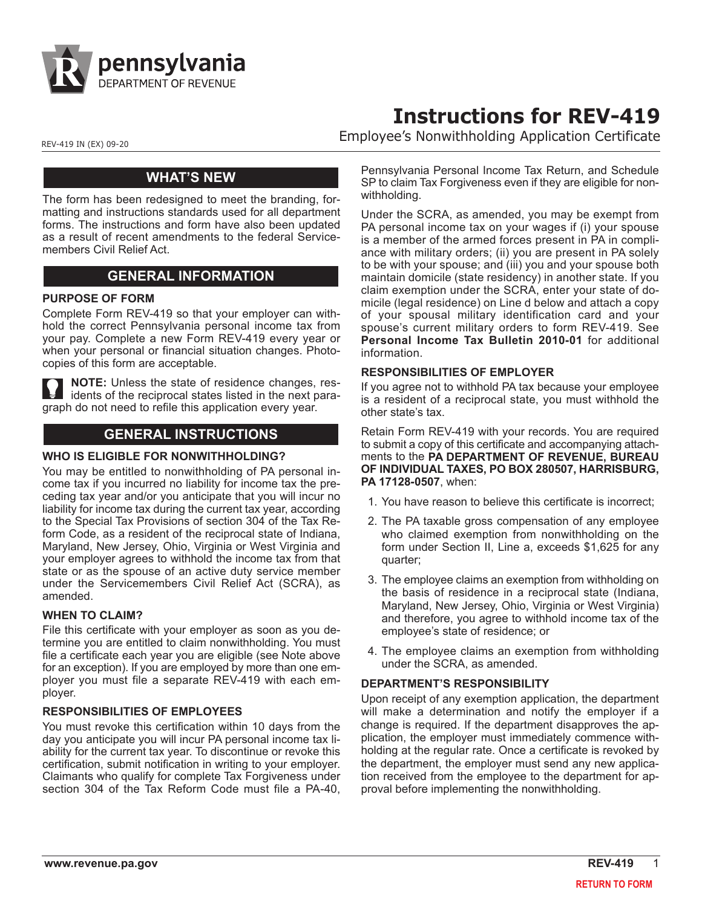# Instructions for REV-419

Employee's Nonwithholding Application Certificate

REV-419 IN (EX) 09-20

## WHAT'S NEW

The form has been redesigned to meet the branding, formatting and instructions standards used for all department forms. The instructions and form have also been updated as a result of recent amendments to the federal Servicemembers Civil Relief Act.

## GENERAL INFORMATION

### PURPOSE OF FORM

Complete Form REV-419 so that your employer can withhold the correct Pennsylvania personal income tax from your pay. Complete a new Form REV-419 every year or when your personal or financial situation changes. Photocopies of this form are acceptable.

**NOTE:** Unless the state of residence changes, residents of the reciprocal states listed in the next paragraph do not need to refile this application every year.

## GENERAL INSTRUCTIONS

### WHO IS ELIGIBLE FOR NONWITHHOLDING?

You may be entitled to nonwithholding of PA personal income tax if you incurred no liability for income tax the preceding tax year and/or you anticipate that you will incur no liability for income tax during the current tax year, according to the Special Tax Provisions of section 304 of the Tax Reform Code, as a resident of the reciprocal state of Indiana, Maryland, New Jersey, Ohio, Virginia or West Virginia and your employer agrees to withhold the income tax from that state or as the spouse of an active duty service member under the Servicemembers Civil Relief Act (SCRA), as amended.

### WHEN TO CLAIM?

File this certificate with your employer as soon as you determine you are entitled to claim nonwithholding. You must file a certificate each year you are eligible (see Note above for an exception). If you are employed by more than one employer you must file a separate REV-419 with each employer.

### RESPONSIBILITIES OF EMPLOYEES

You must revoke this certification within 10 days from the day you anticipate you will incur PA personal income tax liability for the current tax year. To discontinue or revoke this certification, submit notification in writing to your employer. Claimants who qualify for complete Tax Forgiveness under section 304 of the Tax Reform Code must file a PA-40, Pennsylvania Personal Income Tax Return, and Schedule SP to claim Tax Forgiveness even if they are eligible for nonwithholding.

Under the SCRA, as amended, you may be exempt from PA personal income tax on your wages if (i) your spouse is a member of the armed forces present in PA in compliance with military orders; (ii) you are present in PA solely to be with your spouse; and (iii) you and your spouse both maintain domicile (state residency) in another state. If you claim exemption under the SCRA, enter your state of domicile (legal residence) on Line d below and attach a copy of your spousal military identification card and your spouse's current military orders to form REV-419. See **Personal Income Tax Bulletin 2010-01** for additional information.

### RESPONSIBILITIES OF EMPLOYER

If you agree not to withhold PA tax because your employee is a resident of a reciprocal state, you must withhold the other state's tax.

Retain Form REV-419 with your records. You are required to submit a copy of this certificate and accompanying attachments to the **PA DEPARTMENT OF REVENUE, BUREAU OF INDIVIDUAL TAXES, PO BOX 280507, HARRISBURG, PA 17128-0507**, when:

1. You have reason to believe this certificate is incorrect;
2. The PA taxable gross compensation of any employee who claimed exemption from nonwithholding on the form under Section II, Line a, exceeds $1,625 for any quarter;
3. The employee claims an exemption from withholding on the basis of residence in a reciprocal state (Indiana, Maryland, New Jersey, Ohio, Virginia or West Virginia) and therefore, you agree to withhold income tax of the employee's state of residence; or
4. The employee claims an exemption from withholding under the SCRA, as amended.

### DEPARTMENT'S RESPONSIBILITY

Upon receipt of any exemption application, the department will make a determination and notify the employer if a change is required. If the department disapproves the application, the employer must immediately commence withholding at the regular rate. Once a certificate is revoked by the department, the employer must send any new application received from the employee to the department for approval before implementing the nonwithholding.